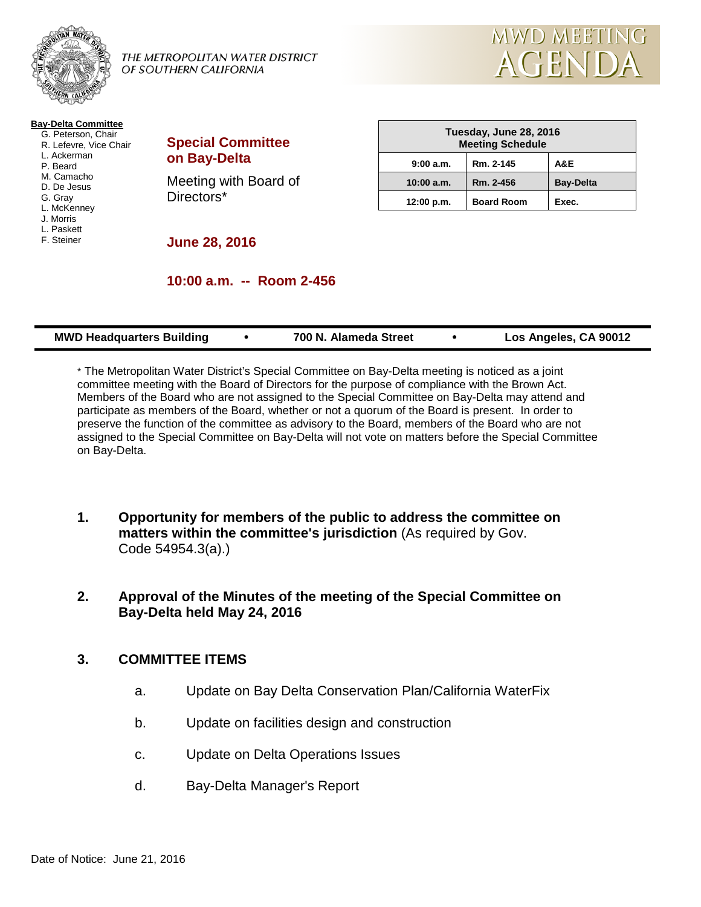THE METROPOLITAN WATER DISTRICT OF SOUTHERN CALIFORNIA

# MWD MEETING AGENDA

**Bay-Delta Committee**

- G. Peterson, Chair
- R. Lefevre, Vice Chair
- L. Ackerman
- P. Beard
- M. Camacho
- D. De Jesus
- G. Gray
- L. McKenney
- J. Morris
- L. Paskett
- F. Steiner

## Special Committee on Bay-Delta

Meeting with Board of Directors*

**June 28, 2016**

**10:00 a.m. -- Room 2-456**

| Tuesday, June 28, 2016 Meeting Schedule | | |
|---|---|---|
| 9:00 a.m. | Rm. 2-145 | A&E |
| 10:00 a.m. | Rm. 2-456 | Bay-Delta |
| 12:00 p.m. | Board Room | Exec. |

**MWD Headquarters Building • 700 N. Alameda Street • Los Angeles, CA 90012**

* The Metropolitan Water District's Special Committee on Bay-Delta meeting is noticed as a joint committee meeting with the Board of Directors for the purpose of compliance with the Brown Act. Members of the Board who are not assigned to the Special Committee on Bay-Delta may attend and participate as members of the Board, whether or not a quorum of the Board is present. In order to preserve the function of the committee as advisory to the Board, members of the Board who are not assigned to the Special Committee on Bay-Delta will not vote on matters before the Special Committee on Bay-Delta.

1. **Opportunity for members of the public to address the committee on matters within the committee's jurisdiction** (As required by Gov. Code 54954.3(a).)

2. **Approval of the Minutes of the meeting of the Special Committee on Bay-Delta held May 24, 2016**

3. **COMMITTEE ITEMS**

   a. Update on Bay Delta Conservation Plan/California WaterFix

   b. Update on facilities design and construction

   c. Update on Delta Operations Issues

   d. Bay-Delta Manager's Report

Date of Notice: June 21, 2016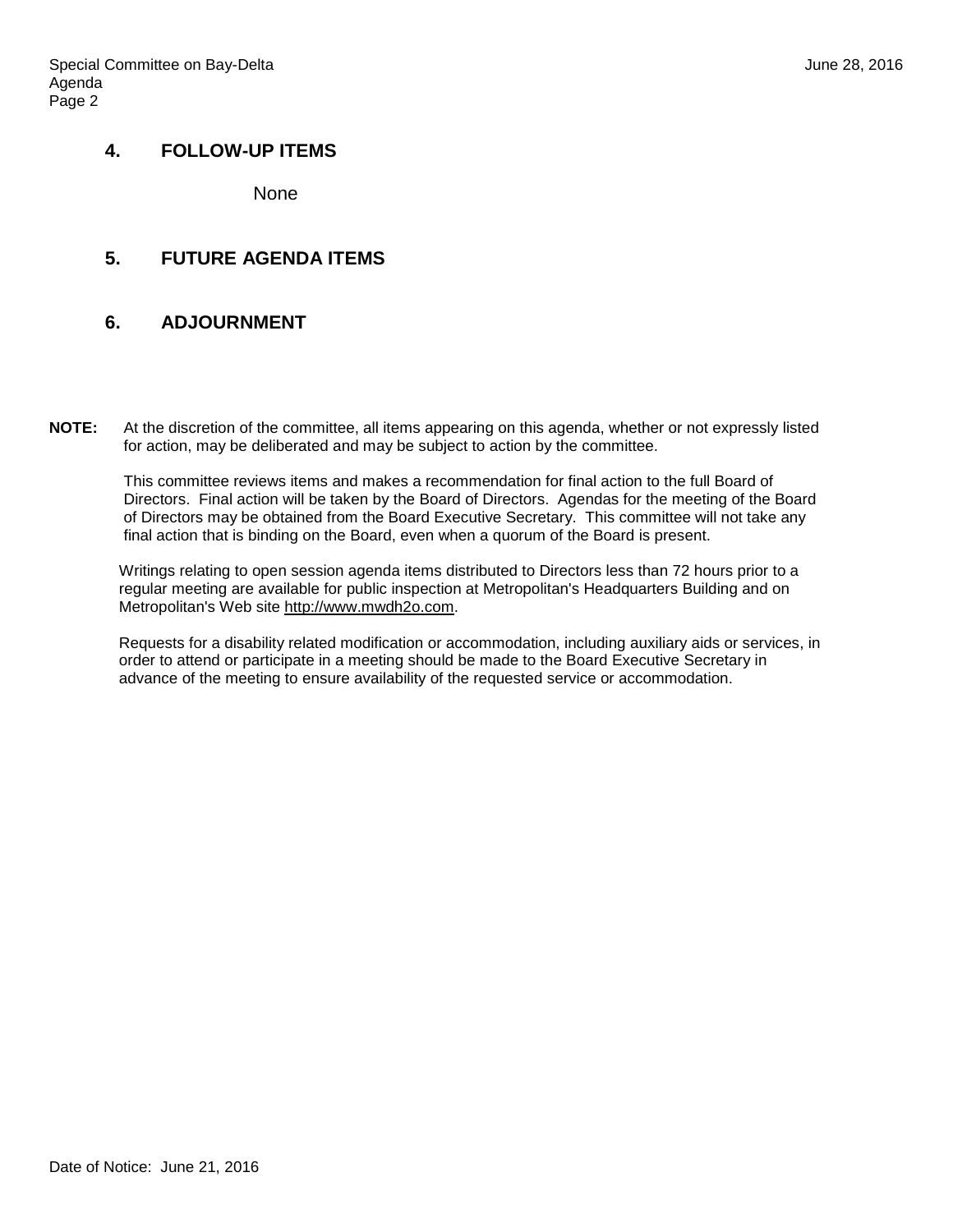## 4. FOLLOW-UP ITEMS

None

## 5. FUTURE AGENDA ITEMS

## 6. ADJOURNMENT

**NOTE:** At the discretion of the committee, all items appearing on this agenda, whether or not expressly listed for action, may be deliberated and may be subject to action by the committee.

This committee reviews items and makes a recommendation for final action to the full Board of Directors. Final action will be taken by the Board of Directors. Agendas for the meeting of the Board of Directors may be obtained from the Board Executive Secretary. This committee will not take any final action that is binding on the Board, even when a quorum of the Board is present.

Writings relating to open session agenda items distributed to Directors less than 72 hours prior to a regular meeting are available for public inspection at Metropolitan's Headquarters Building and on Metropolitan's Web site http://www.mwdh2o.com.

Requests for a disability related modification or accommodation, including auxiliary aids or services, in order to attend or participate in a meeting should be made to the Board Executive Secretary in advance of the meeting to ensure availability of the requested service or accommodation.

Date of Notice: June 21, 2016